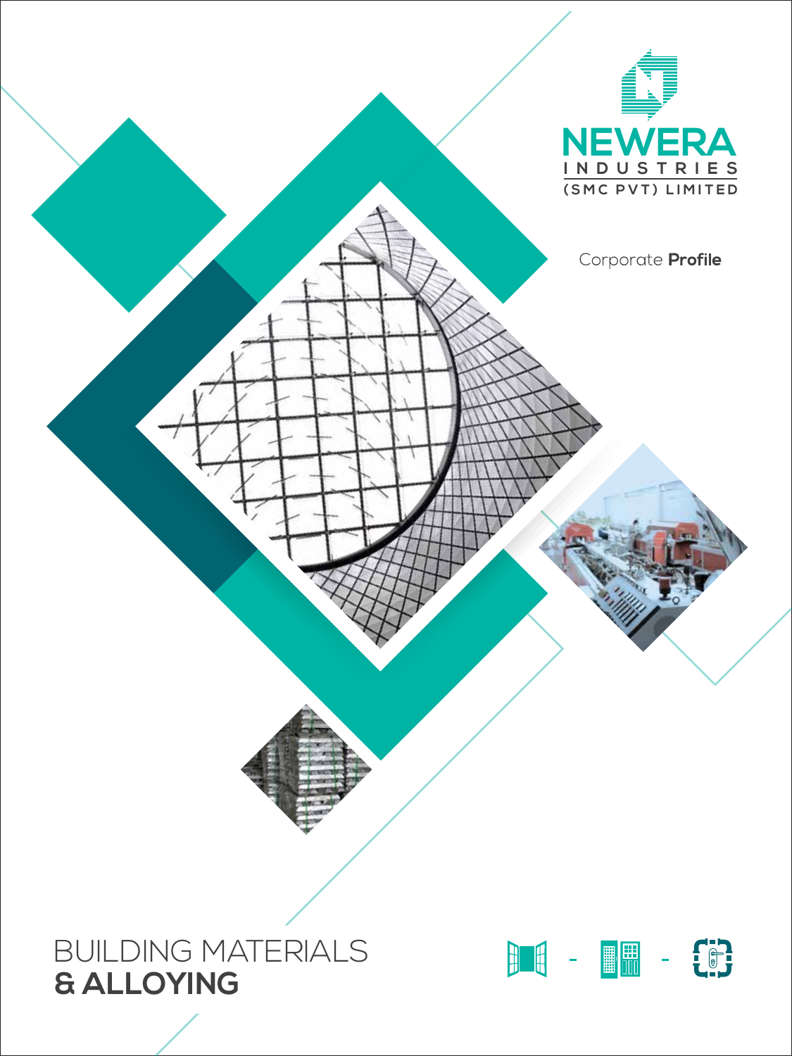# NEWERA

INDUSTRIES

(SMC PVT) LIMITED

Corporate **Profile**

BUILDING MATERIALS

**& ALLOYING**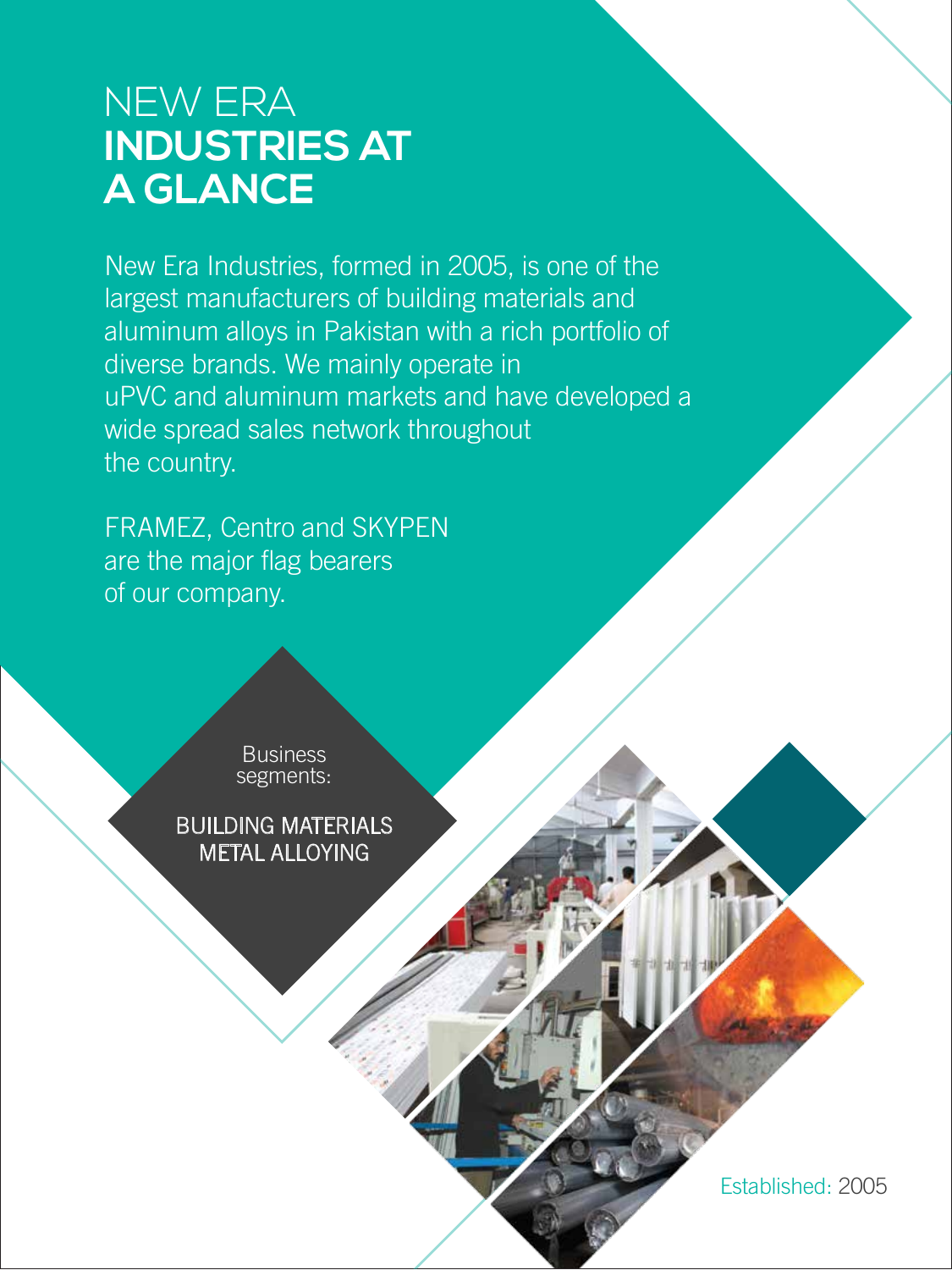# NEW ERA **INDUSTRIES AT A GLANCE**

New Era Industries, formed in 2005, is one of the largest manufacturers of building materials and aluminum alloys in Pakistan with a rich portfolio of diverse brands. We mainly operate in uPVC and aluminum markets and have developed a wide spread sales network throughout the country.

FRAMEZ, Centro and SKYPEN are the major flag bearers of our company.

Business segments:

BUILDING MATERIALS
METAL ALLOYING

Established: 2005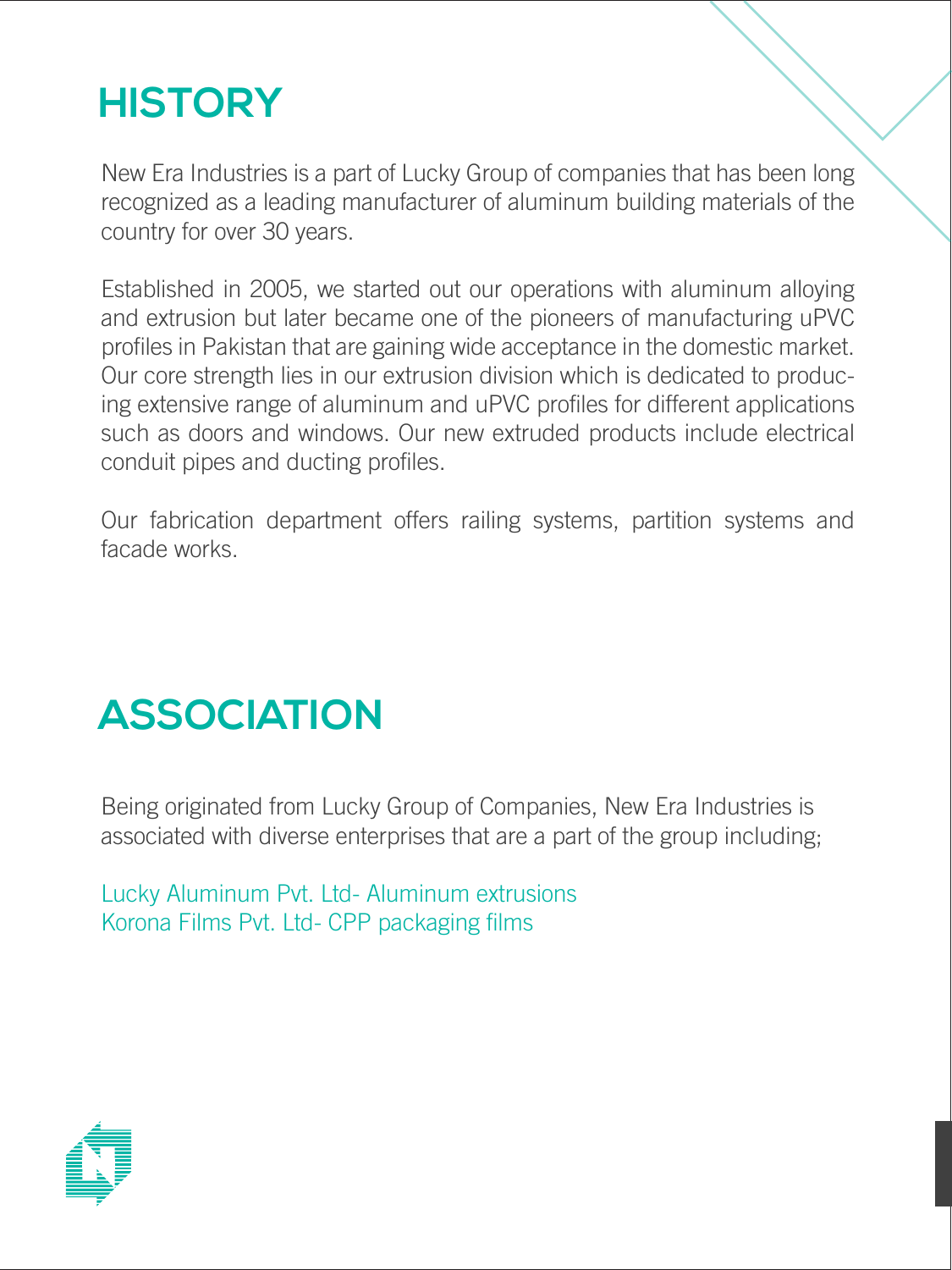# HISTORY

New Era Industries is a part of Lucky Group of companies that has been long recognized as a leading manufacturer of aluminum building materials of the country for over 30 years.

Established in 2005, we started out our operations with aluminum alloying and extrusion but later became one of the pioneers of manufacturing uPVC profiles in Pakistan that are gaining wide acceptance in the domestic market. Our core strength lies in our extrusion division which is dedicated to producing extensive range of aluminum and uPVC profiles for different applications such as doors and windows. Our new extruded products include electrical conduit pipes and ducting profiles.

Our fabrication department offers railing systems, partition systems and facade works.

# ASSOCIATION

Being originated from Lucky Group of Companies, New Era Industries is associated with diverse enterprises that are a part of the group including;

Lucky Aluminum Pvt. Ltd- Aluminum extrusions
Korona Films Pvt. Ltd- CPP packaging films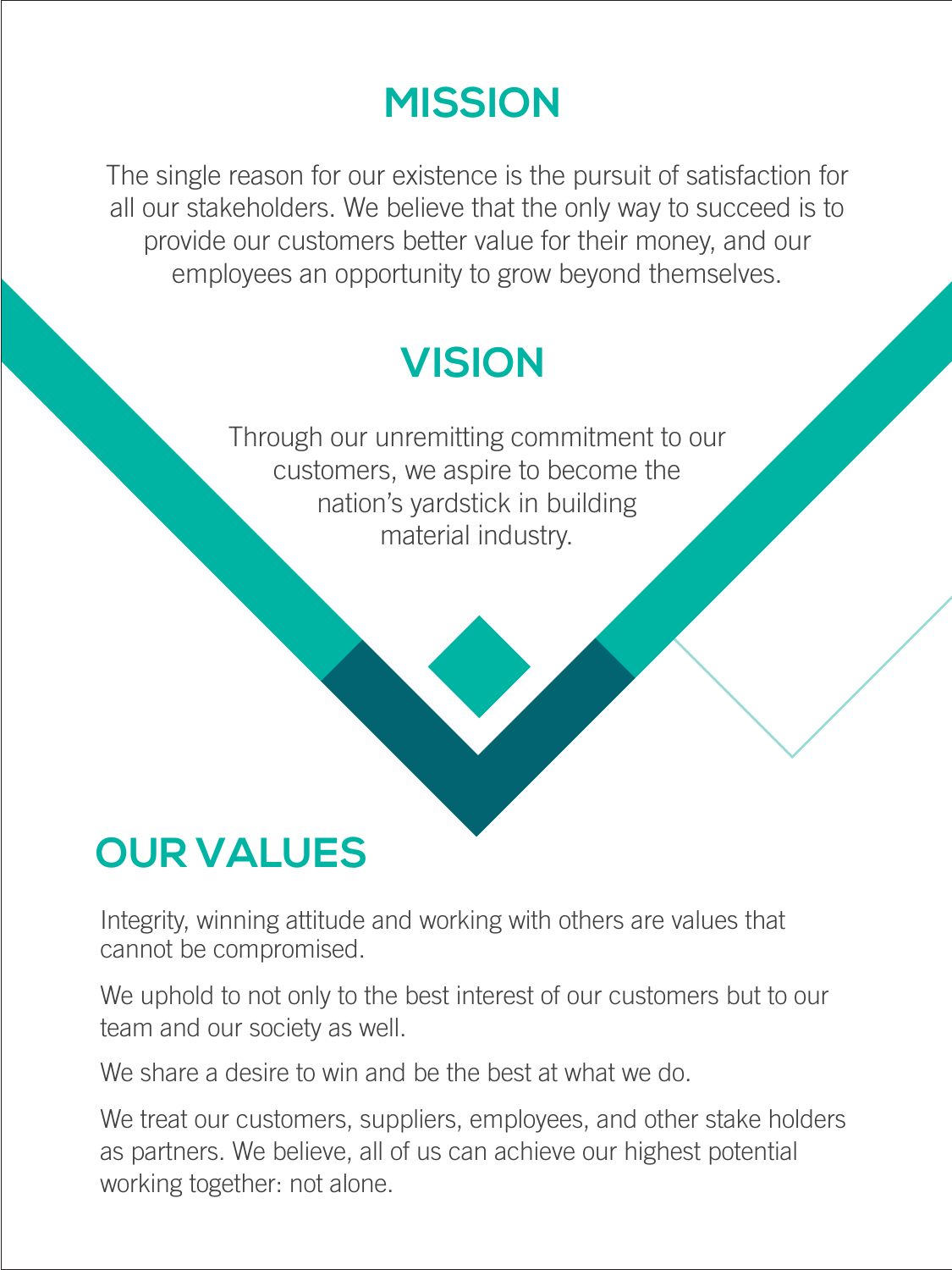# MISSION

The single reason for our existence is the pursuit of satisfaction for all our stakeholders. We believe that the only way to succeed is to provide our customers better value for their money, and our employees an opportunity to grow beyond themselves.

# VISION

Through our unremitting commitment to our customers, we aspire to become the nation's yardstick in building material industry.

# OUR VALUES

Integrity, winning attitude and working with others are values that cannot be compromised.

We uphold to not only to the best interest of our customers but to our team and our society as well.

We share a desire to win and be the best at what we do.

We treat our customers, suppliers, employees, and other stake holders as partners. We believe, all of us can achieve our highest potential working together: not alone.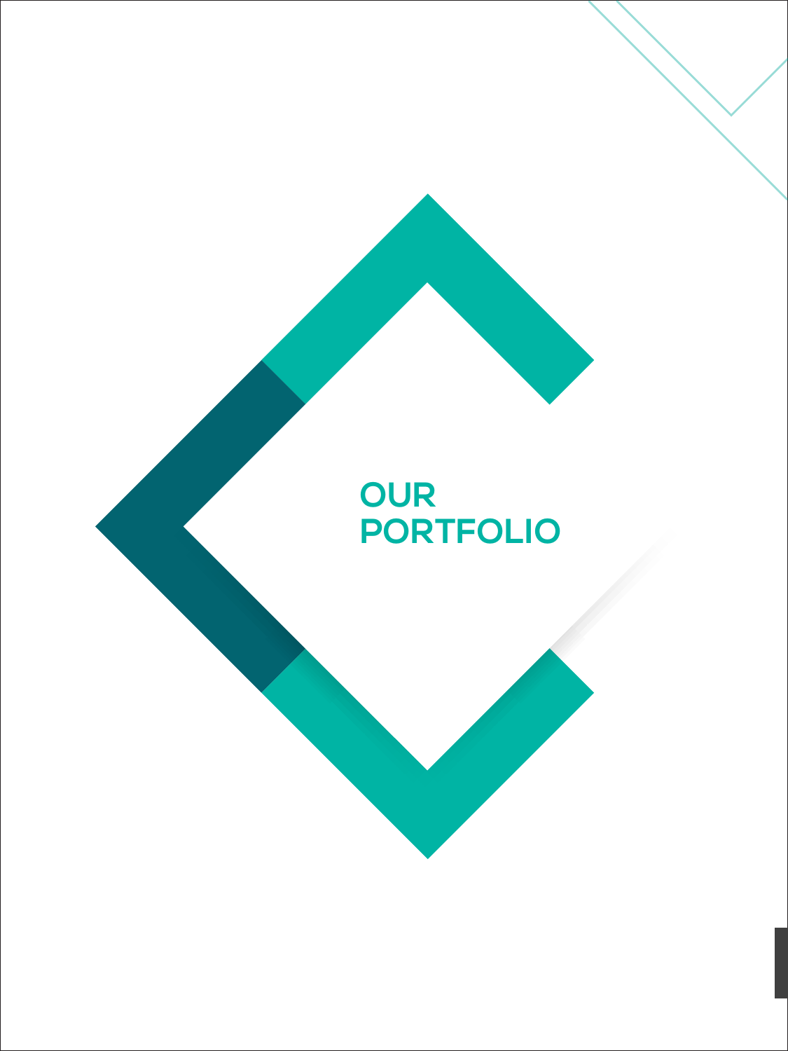# OUR PORTFOLIO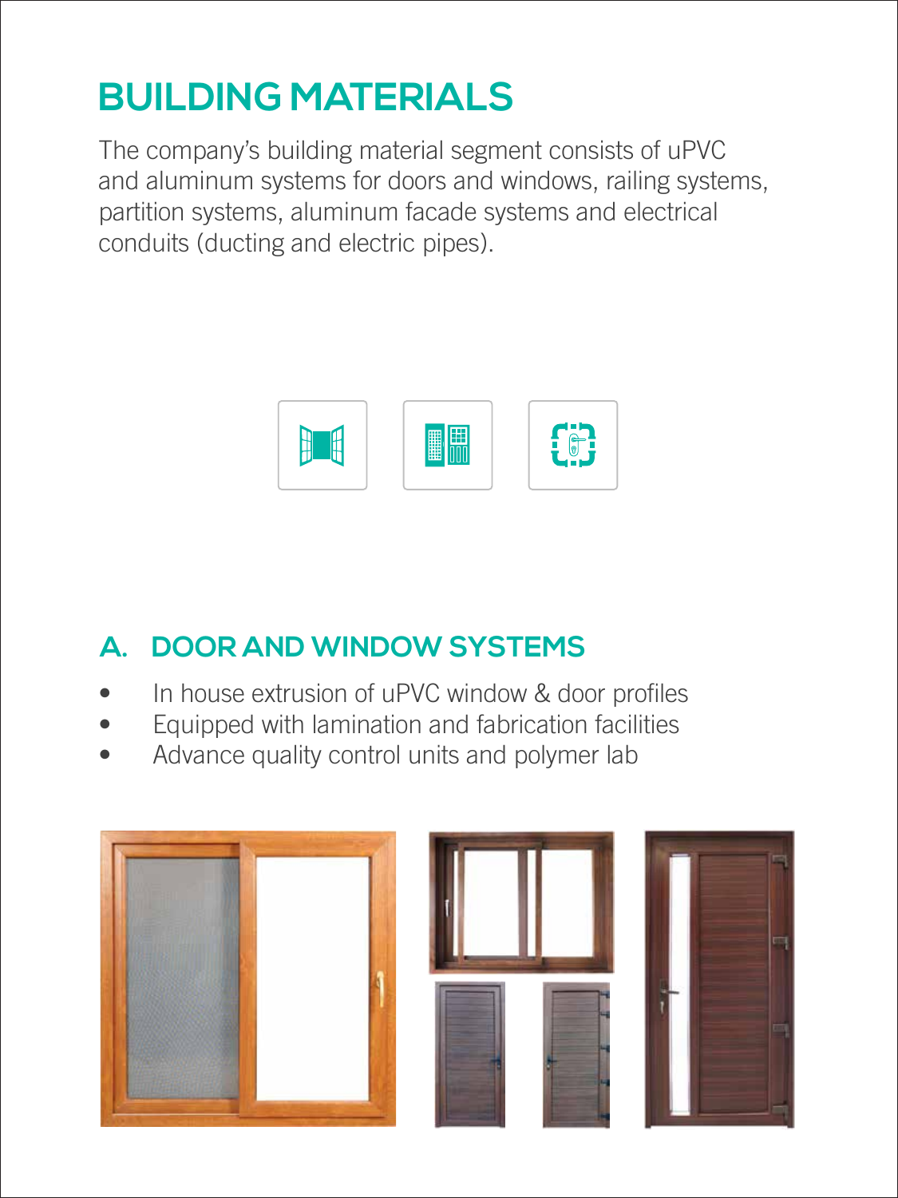# BUILDING MATERIALS

The company's building material segment consists of uPVC and aluminum systems for doors and windows, railing systems, partition systems, aluminum facade systems and electrical conduits (ducting and electric pipes).

## A. DOOR AND WINDOW SYSTEMS

- In house extrusion of uPVC window & door profiles
- Equipped with lamination and fabrication facilities
- Advance quality control units and polymer lab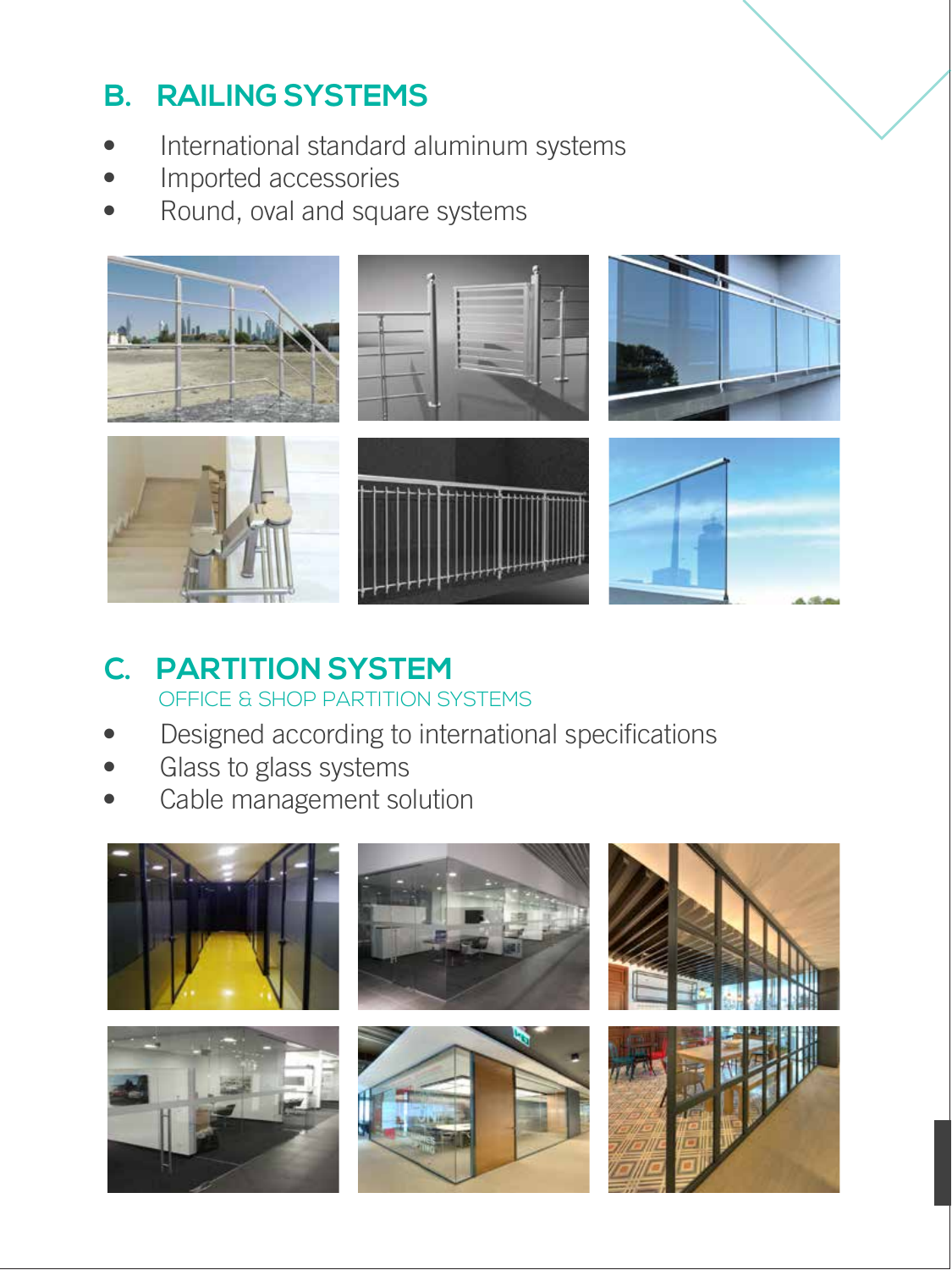## B. RAILING SYSTEMS

- International standard aluminum systems
- Imported accessories
- Round, oval and square systems

## C. PARTITION SYSTEM

OFFICE & SHOP PARTITION SYSTEMS

- Designed according to international specifications
- Glass to glass systems
- Cable management solution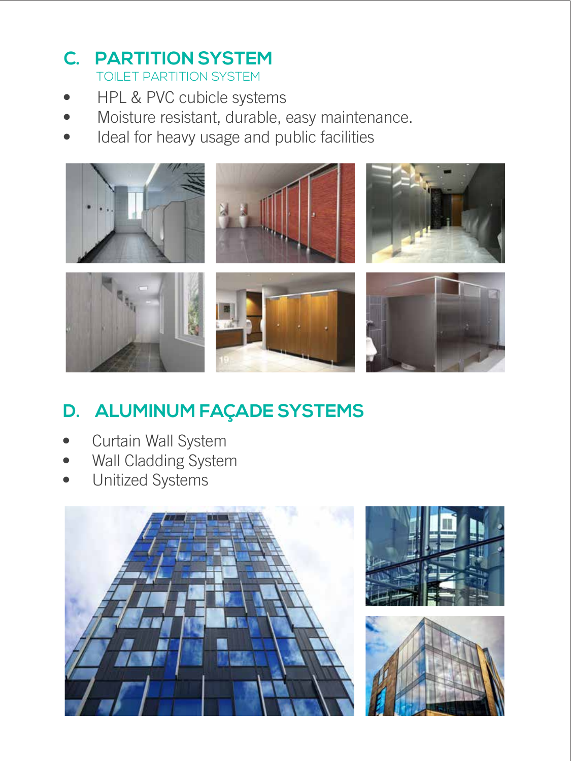## C. PARTITION SYSTEM

TOILET PARTITION SYSTEM

- HPL & PVC cubicle systems
- Moisture resistant, durable, easy maintenance.
- Ideal for heavy usage and public facilities

## D. ALUMINUM FAÇADE SYSTEMS

- Curtain Wall System
- Wall Cladding System
- Unitized Systems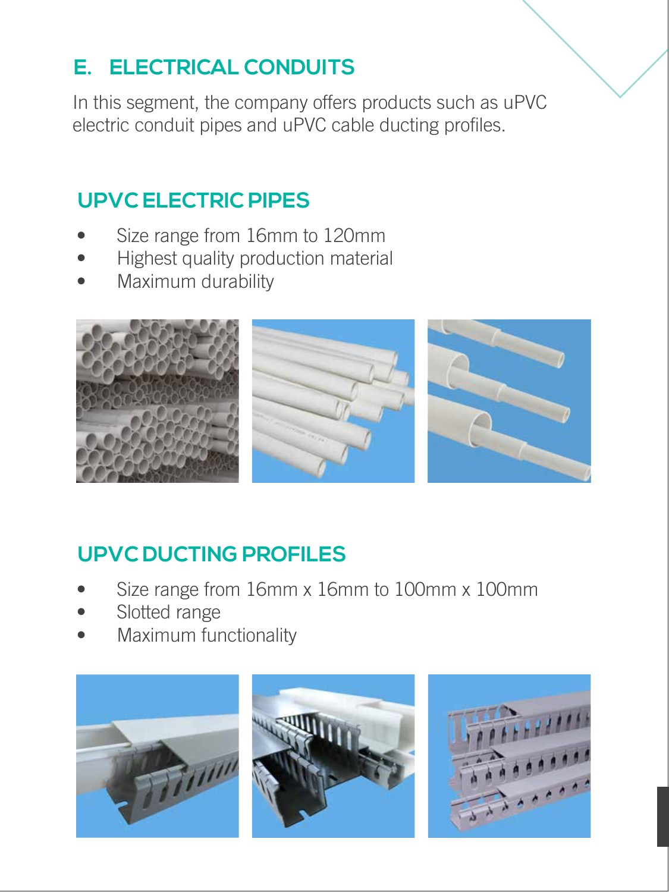## E. ELECTRICAL CONDUITS

In this segment, the company offers products such as uPVC electric conduit pipes and uPVC cable ducting profiles.

### UPVC ELECTRIC PIPES

- Size range from 16mm to 120mm
- Highest quality production material
- Maximum durability

### UPVC DUCTING PROFILES

- Size range from 16mm x 16mm to 100mm x 100mm
- Slotted range
- Maximum functionality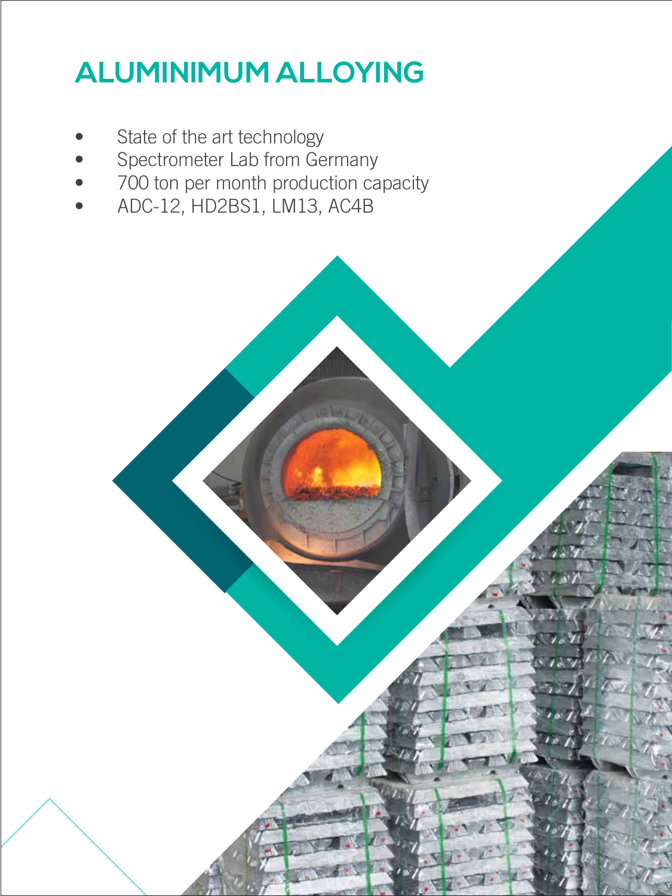# ALUMINIMUM ALLOYING

- State of the art technology
- Spectrometer Lab from Germany
- 700 ton per month production capacity
- ADC-12, HD2BS1, LM13, AC4B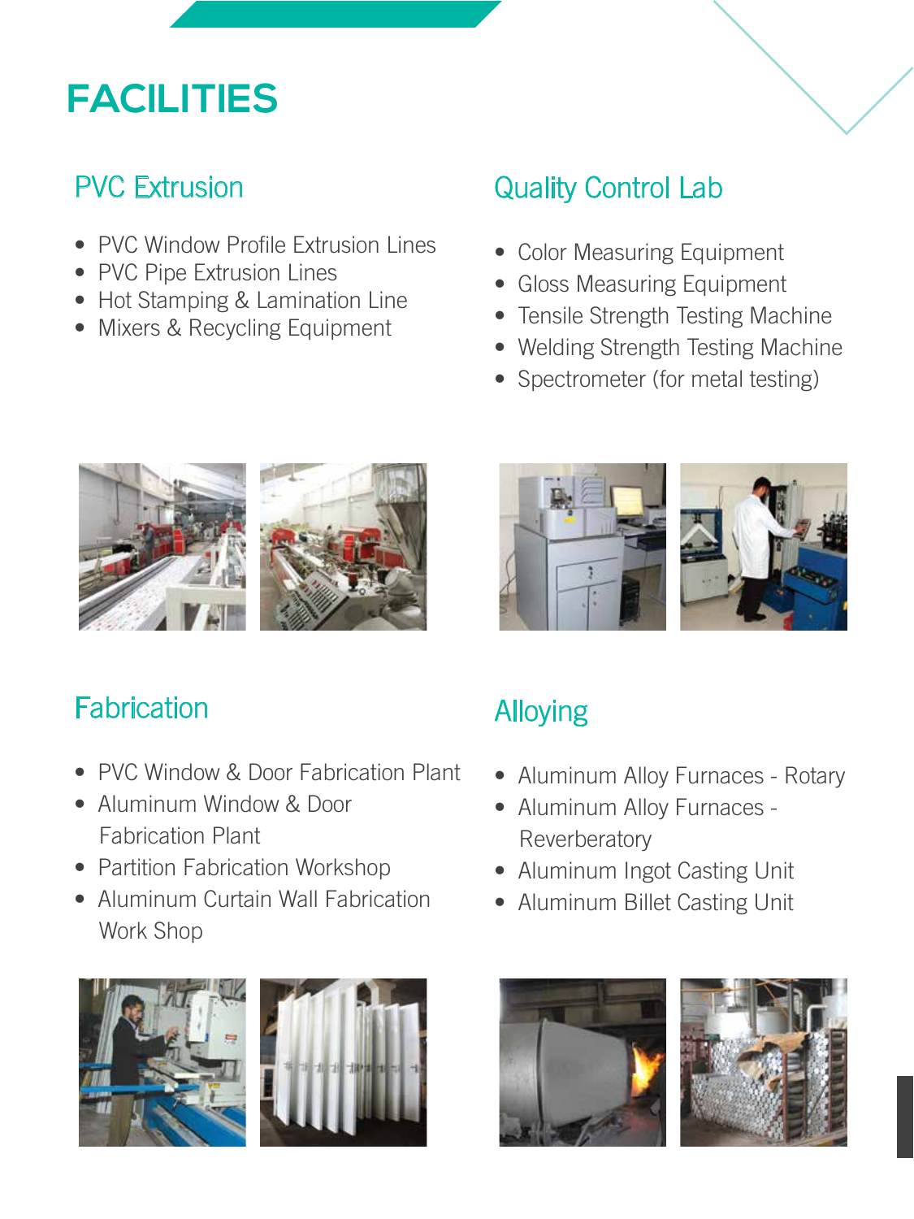# FACILITIES

## PVC Extrusion

- PVC Window Profile Extrusion Lines
- PVC Pipe Extrusion Lines
- Hot Stamping & Lamination Line
- Mixers & Recycling Equipment

## Quality Control Lab

- Color Measuring Equipment
- Gloss Measuring Equipment
- Tensile Strength Testing Machine
- Welding Strength Testing Machine
- Spectrometer (for metal testing)

## Fabrication

- PVC Window & Door Fabrication Plant
- Aluminum Window & Door Fabrication Plant
- Partition Fabrication Workshop
- Aluminum Curtain Wall Fabrication Work Shop

## Alloying

- Aluminum Alloy Furnaces - Rotary
- Aluminum Alloy Furnaces - Reverberatory
- Aluminum Ingot Casting Unit
- Aluminum Billet Casting Unit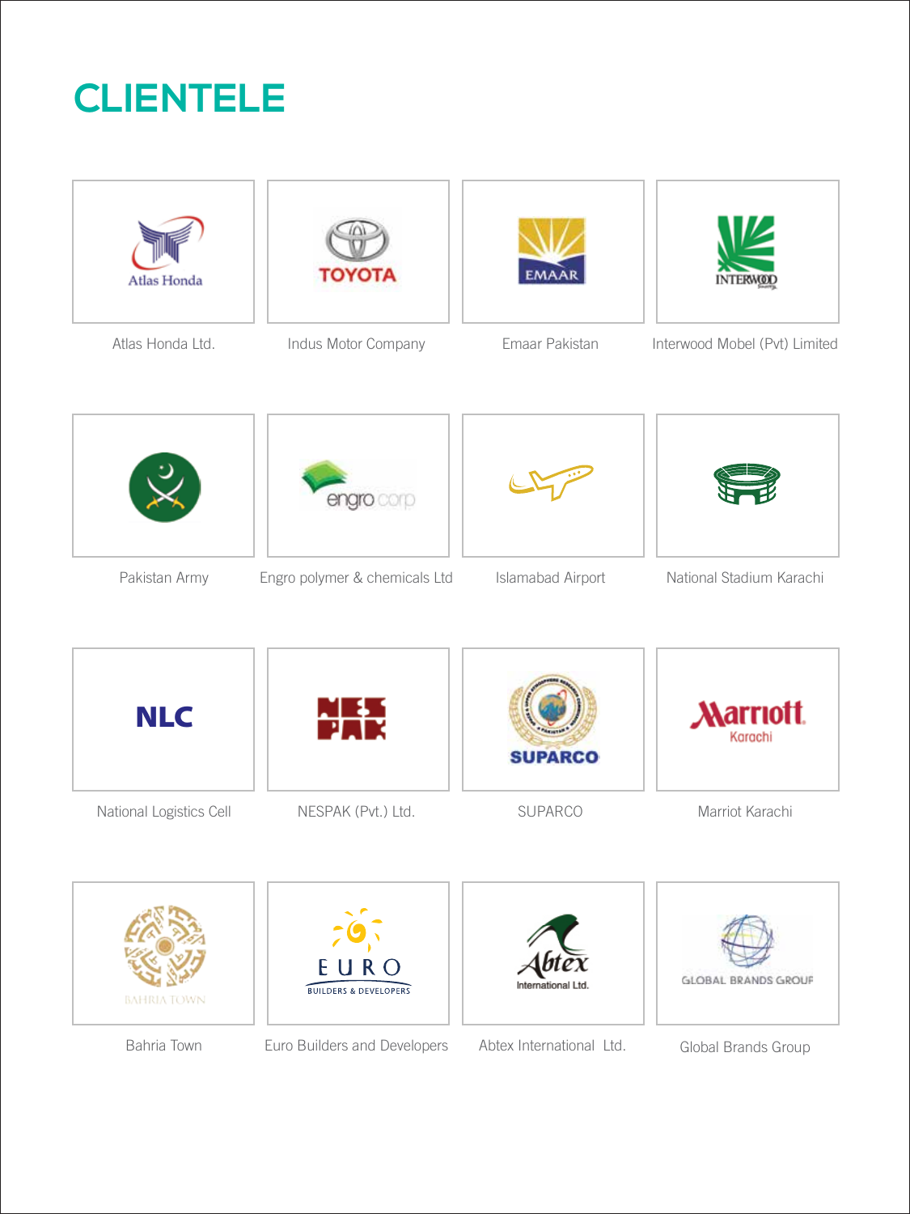# CLIENTELE

Atlas Honda Ltd.

Indus Motor Company

Emaar Pakistan

Interwood Mobel (Pvt) Limited

Pakistan Army

Engro polymer & chemicals Ltd

Islamabad Airport

National Stadium Karachi

National Logistics Cell

NESPAK (Pvt.) Ltd.

SUPARCO

Marriot Karachi

Bahria Town

Euro Builders and Developers

Abtex International Ltd.

Global Brands Group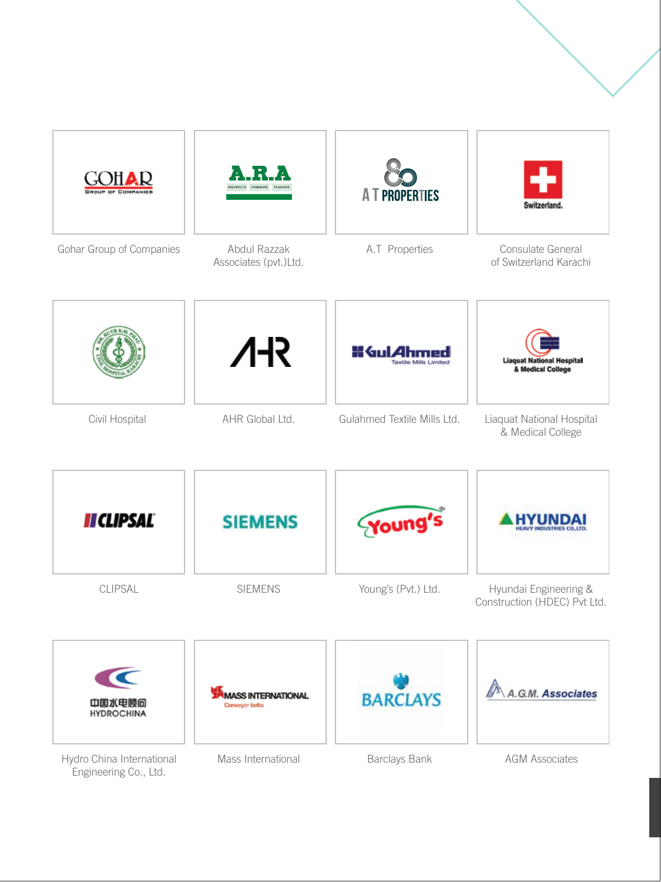Gohar Group of Companies

Abdul Razzak Associates (pvt.)Ltd.

A.T Properties

Consulate General of Switzerland Karachi

Civil Hospital

AHR Global Ltd.

Gulahmed Textile Mills Ltd.

Liaquat National Hospital & Medical College

CLIPSAL

SIEMENS

Young's (Pvt.) Ltd.

Hyundai Engineering & Construction (HDEC) Pvt Ltd.

Hydro China International Engineering Co., Ltd.

Mass International

Barclays Bank

AGM Associates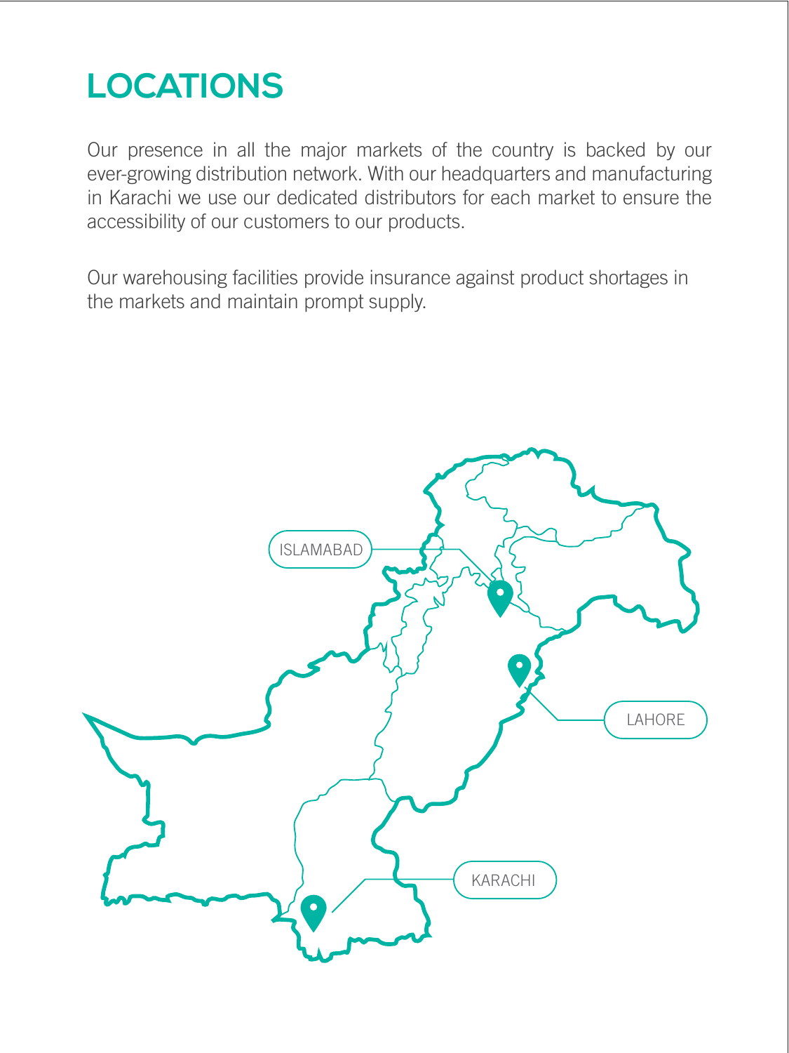# LOCATIONS

Our presence in all the major markets of the country is backed by our ever-growing distribution network. With our headquarters and manufacturing in Karachi we use our dedicated distributors for each market to ensure the accessibility of our customers to our products.

Our warehousing facilities provide insurance against product shortages in the markets and maintain prompt supply.

ISLAMABAD

LAHORE

KARACHI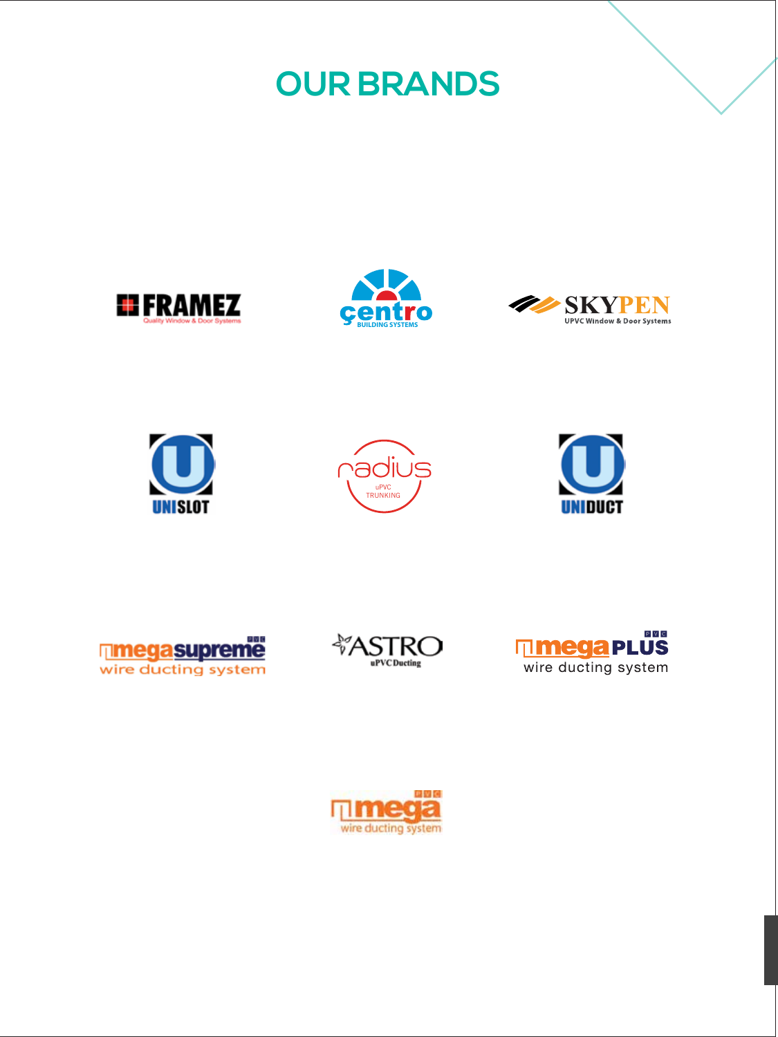# OUR BRANDS

FRAMEZ
Quality Window & Door Systems

çentro
BUILDING SYSTEMS

SKYPEN
UPVC Window & Door Systems

UNISLOT

radius
uPVC TRUNKING

UNIDUCT

megasupreme
wire ducting system

ASTRO
uPVC Ducting

megaPLUS
wire ducting system

mega
wire ducting system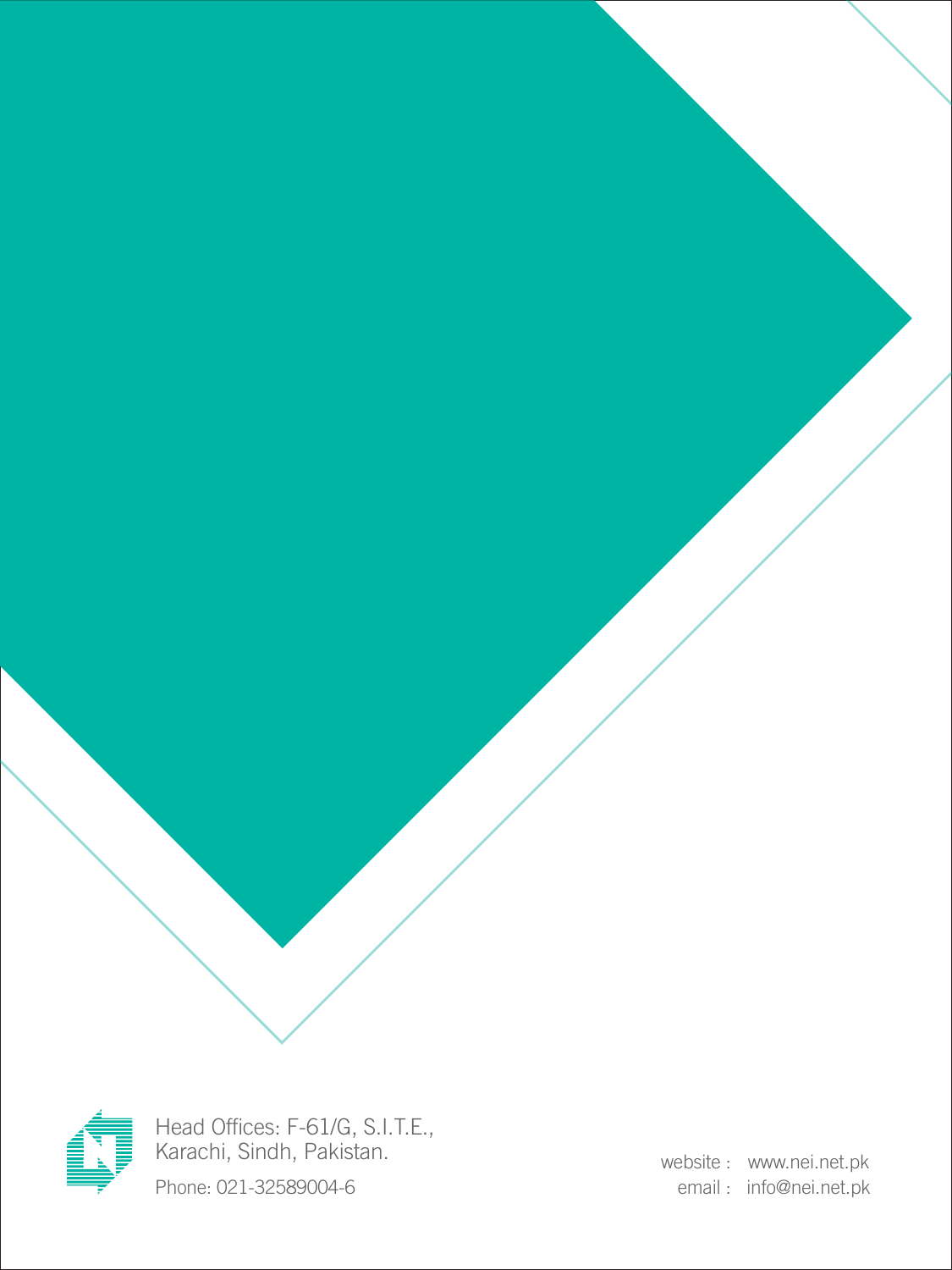Head Offices: F-61/G, S.I.T.E.,
Karachi, Sindh, Pakistan.

Phone: 021-32589004-6

website : www.nei.net.pk
email : info@nei.net.pk